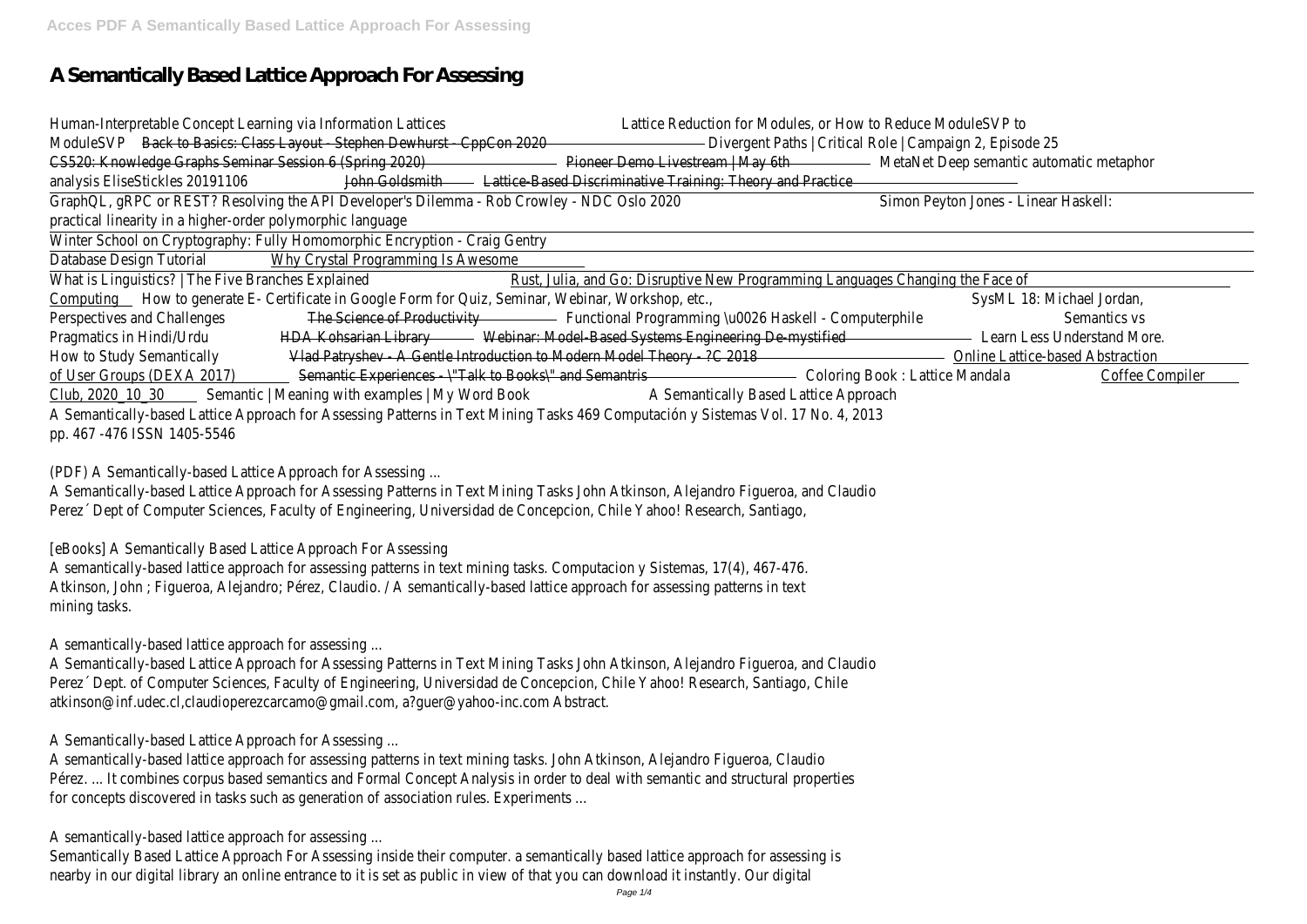# A Semantically Based Lattice Approach For Assessing

Human-Interpretable Concept Learning via Information Lattices Lattice Reduction for Modules, or How to Reduce ModuleSVP to ModuleSVP Back to Basics: Class Layout - Stephen Dewhurst - CppCon 2020 Divergent Paths | Critical Role | Campaign 2, Episode 25 CS520: Knowledge Graphs Seminar Session 6 (Spring 2020) Pioneer Demo Livestream | May 6th MetaNet Deep semantic automatic metaphor analysis EliseStickles 20191106 John Goldsmith Lattice-Based Discriminative Training: Theory and Practice

GraphQL, gRPC or REST? Resolving the API Developer's Dilemma - Rob Crowley - NDC Oslo 2020 Simon Peyton Jones - Linear Haskell: practical linearity in a higher-order polymorphic language

Winter School on Cryptography: Fully Homomorphic Encryption - Craig Gentry

Database Design Tutorial Why Crystal Programming Is Awesome

What is Linguistics? | The Five Branches Explained Rust, Julia, and Go: Disruptive New Programming Languages Changing the Face of Computing How to generate E- Certificate in Google Form for Quiz, Seminar, Webinar, Workshop, etc., SysML 18: Michael Jordan, Perspectives and Challenges The Science of Productivity Functional Programming \u0026 Haskell - Computerphile Semantics vs Pragmatics in Hindi/Urdu HDA Kohsarian Library Webinar: Model-Based Systems Engineering De-mystified Learn Less Understand More. How to Study Semantically Vlad Patryshev - A Gentle Introduction to Modern Model Theory - ?C 2018 Online Lattice-based Abstraction of User Groups (DEXA 2017) Semantic Experiences - \"Talk to Books\" and Semantris Coloring Book : Lattice Mandala Coffee Compiler Club, 2020_10_30 Semantic | Meaning with examples | My Word Book A Semantically Based Lattice Approach

A Semantically-based Lattice Approach for Assessing Patterns in Text Mining Tasks 469 Computación y Sistemas Vol. 17 No. 4, 2013 pp. 467 -476 ISSN 1405-5546

(PDF) A Semantically-based Lattice Approach for Assessing ...

A Semantically-based Lattice Approach for Assessing Patterns in Text Mining Tasks John Atkinson, Alejandro Figueroa, and Claudio Perez´ Dept of Computer Sciences, Faculty of Engineering, Universidad de Concepcion, Chile Yahoo! Research, Santiago,

[eBooks] A Semantically Based Lattice Approach For Assessing

A semantically-based lattice approach for assessing patterns in text mining tasks. Computacion y Sistemas, 17(4), 467-476. Atkinson, John ; Figueroa, Alejandro; Pérez, Claudio. / A semantically-based lattice approach for assessing patterns in text mining tasks.

A semantically-based lattice approach for assessing ...

A Semantically-based Lattice Approach for Assessing Patterns in Text Mining Tasks John Atkinson, Alejandro Figueroa, and Claudio Perez´ Dept. of Computer Sciences, Faculty of Engineering, Universidad de Concepcion, Chile Yahoo! Research, Santiago, Chile atkinson@inf.udec.cl,claudioperezcarcamo@gmail.com, a?guer@yahoo-inc.com Abstract.

A Semantically-based Lattice Approach for Assessing ...

A semantically-based lattice approach for assessing patterns in text mining tasks. John Atkinson, Alejandro Figueroa, Claudio Pérez. ... It combines corpus based semantics and Formal Concept Analysis in order to deal with semantic and structural properties for concepts discovered in tasks such as generation of association rules. Experiments ...

A semantically-based lattice approach for assessing ...

Semantically Based Lattice Approach For Assessing inside their computer. a semantically based lattice approach for assessing is nearby in our digital library an online entrance to it is set as public in view of that you can download it instantly. Our digital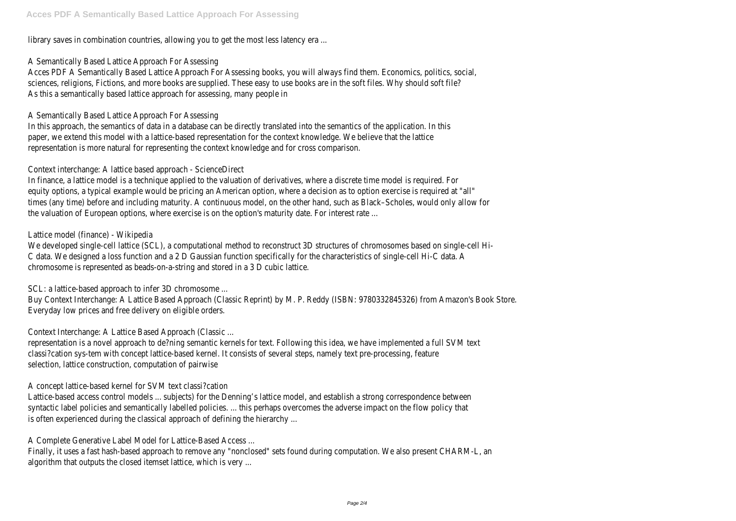library saves in combination countries, allowing you to get the most less latency era ...

A Semantically Based Lattice Approach For Assessing

Acces PDF A Semantically Based Lattice Approach For Assessing books, you will always find them. Economics, politics, social, sciences, religions, Fictions, and more books are supplied. These easy to use books are in the soft files. Why should soft file? As this a semantically based lattice approach for assessing, many people in

A Semantically Based Lattice Approach For Assessing

In this approach, the semantics of data in a database can be directly translated into the semantics of the application. In this paper, we extend this model with a lattice-based representation for the context knowledge. We believe that the lattice representation is more natural for representing the context knowledge and for cross comparison.

Context interchange: A lattice based approach - ScienceDirect

In finance, a lattice model is a technique applied to the valuation of derivatives, where a discrete time model is required. For equity options, a typical example would be pricing an American option, where a decision as to option exercise is required at "all" times (any time) before and including maturity. A continuous model, on the other hand, such as Black–Scholes, would only allow for the valuation of European options, where exercise is on the option's maturity date. For interest rate ...

Lattice model (finance) - Wikipedia

We developed single-cell lattice (SCL), a computational method to reconstruct 3D structures of chromosomes based on single-cell Hi-C data. We designed a loss function and a 2 D Gaussian function specifically for the characteristics of single-cell Hi-C data. A chromosome is represented as beads-on-a-string and stored in a 3 D cubic lattice.

SCL: a lattice-based approach to infer 3D chromosome ...

Buy Context Interchange: A Lattice Based Approach (Classic Reprint) by M. P. Reddy (ISBN: 9780332845326) from Amazon's Book Store. Everyday low prices and free delivery on eligible orders.

Context Interchange: A Lattice Based Approach (Classic ...

representation is a novel approach to de?ning semantic kernels for text. Following this idea, we have implemented a full SVM text classi?cation sys-tem with concept lattice-based kernel. It consists of several steps, namely text pre-processing, feature selection, lattice construction, computation of pairwise

A concept lattice-based kernel for SVM text classi?cation

Lattice-based access control models ... subjects) for the Denning's lattice model, and establish a strong correspondence between syntactic label policies and semantically labelled policies. ... this perhaps overcomes the adverse impact on the flow policy that is often experienced during the classical approach of defining the hierarchy ...

A Complete Generative Label Model for Lattice-Based Access ...

Finally, it uses a fast hash-based approach to remove any "nonclosed" sets found during computation. We also present CHARM-L, an algorithm that outputs the closed itemset lattice, which is very ...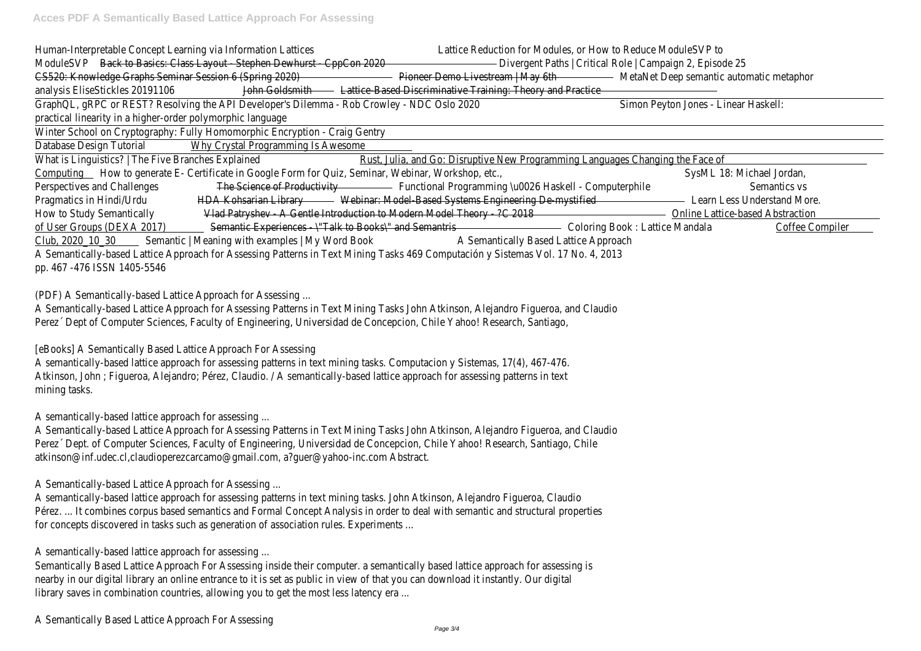Human-Interpretable Concept Learning via Information Lattices Lattice Reduction for Modules, or How to Reduce ModuleSVP to ModuleSVP ~~Back to Basics: Class Layout - Stephen Dewhurst - CppCon 2020~~ Divergent Paths | Critical Role | Campaign 2, Episode 25 ~~CS520: Knowledge Graphs Seminar Session 6 (Spring 2020)~~ ~~Pioneer Demo Livestream | May 6th~~ MetaNet Deep semantic automatic metaphor analysis EliseStickles 20191106 ~~John Goldsmith~~ ~~Lattice-Based Discriminative Training: Theory and Practice~~

GraphQL, gRPC or REST? Resolving the API Developer's Dilemma - Rob Crowley - NDC Oslo 2020 Simon Peyton Jones - Linear Haskell: practical linearity in a higher-order polymorphic language

Winter School on Cryptography: Fully Homomorphic Encryption - Craig Gentry

Database Design Tutorial Why Crystal Programming Is Awesome

What is Linguistics? | The Five Branches Explained Rust, Julia, and Go: Disruptive New Programming Languages Changing the Face of Computing How to generate E- Certificate in Google Form for Quiz, Seminar, Webinar, Workshop, etc., SysML 18: Michael Jordan, Perspectives and Challenges ~~The Science of Productivity~~ Functional Programming \u0026 Haskell - Computerphile Semantics vs Pragmatics in Hindi/Urdu ~~HDA Kohsarian Library~~ ~~Webinar: Model-Based Systems Engineering De-mystified~~ Learn Less Understand More. How to Study Semantically ~~Vlad Patryshev - A Gentle Introduction to Modern Model Theory - ?C 2018~~ Online Lattice-based Abstraction of User Groups (DEXA 2017) ~~Semantic Experiences - \"Talk to Books\" and Semantris~~ Coloring Book : Lattice Mandala Coffee Compiler Club, 2020_10_30 Semantic | Meaning with examples | My Word Book A Semantically Based Lattice Approach

A Semantically-based Lattice Approach for Assessing Patterns in Text Mining Tasks 469 Computación y Sistemas Vol. 17 No. 4, 2013 pp. 467 -476 ISSN 1405-5546

(PDF) A Semantically-based Lattice Approach for Assessing ...

A Semantically-based Lattice Approach for Assessing Patterns in Text Mining Tasks John Atkinson, Alejandro Figueroa, and Claudio Perez´ Dept of Computer Sciences, Faculty of Engineering, Universidad de Concepcion, Chile Yahoo! Research, Santiago,

[eBooks] A Semantically Based Lattice Approach For Assessing

A semantically-based lattice approach for assessing patterns in text mining tasks. Computacion y Sistemas, 17(4), 467-476. Atkinson, John ; Figueroa, Alejandro; Pérez, Claudio. / A semantically-based lattice approach for assessing patterns in text mining tasks.

A semantically-based lattice approach for assessing ...

A Semantically-based Lattice Approach for Assessing Patterns in Text Mining Tasks John Atkinson, Alejandro Figueroa, and Claudio Perez´ Dept. of Computer Sciences, Faculty of Engineering, Universidad de Concepcion, Chile Yahoo! Research, Santiago, Chile atkinson@inf.udec.cl,claudioperezcarcamo@gmail.com, a?guer@yahoo-inc.com Abstract.

A Semantically-based Lattice Approach for Assessing ...

A semantically-based lattice approach for assessing patterns in text mining tasks. John Atkinson, Alejandro Figueroa, Claudio Pérez. ... It combines corpus based semantics and Formal Concept Analysis in order to deal with semantic and structural properties for concepts discovered in tasks such as generation of association rules. Experiments ...

A semantically-based lattice approach for assessing ...

Semantically Based Lattice Approach For Assessing inside their computer. a semantically based lattice approach for assessing is nearby in our digital library an online entrance to it is set as public in view of that you can download it instantly. Our digital library saves in combination countries, allowing you to get the most less latency era ...

A Semantically Based Lattice Approach For Assessing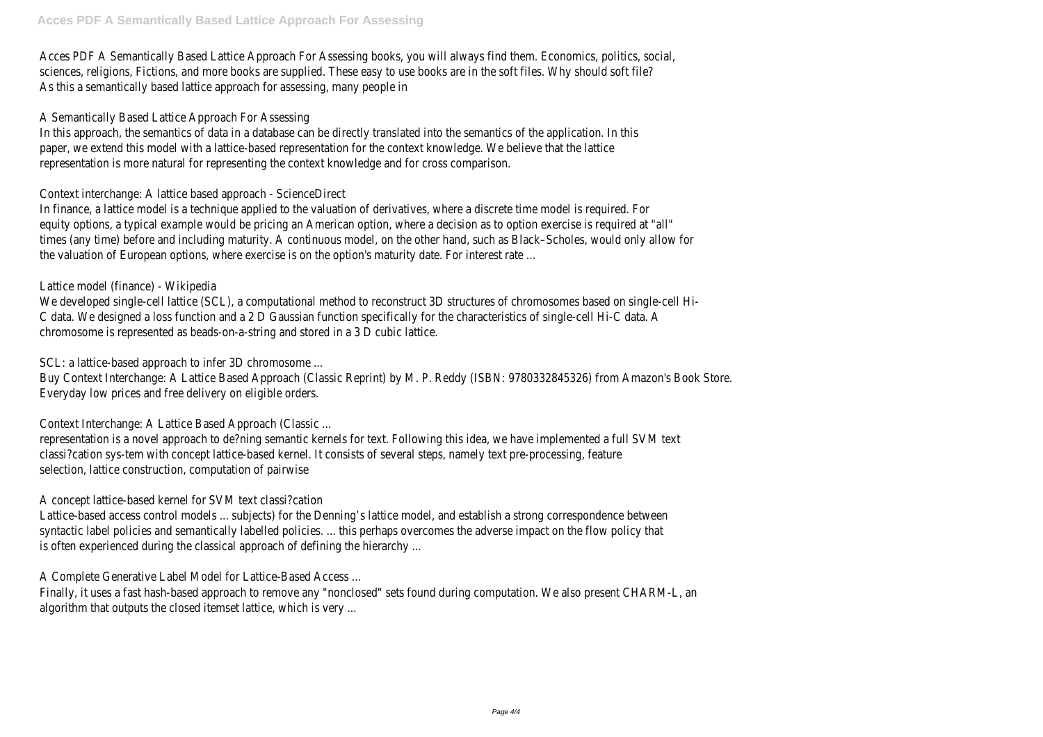Acces PDF A Semantically Based Lattice Approach For Assessing books, you will always find them. Economics, politics, social, sciences, religions, Fictions, and more books are supplied. These easy to use books are in the soft files. Why should soft file? As this a semantically based lattice approach for assessing, many people in

A Semantically Based Lattice Approach For Assessing

In this approach, the semantics of data in a database can be directly translated into the semantics of the application. In this paper, we extend this model with a lattice-based representation for the context knowledge. We believe that the lattice representation is more natural for representing the context knowledge and for cross comparison.

Context interchange: A lattice based approach - ScienceDirect

In finance, a lattice model is a technique applied to the valuation of derivatives, where a discrete time model is required. For equity options, a typical example would be pricing an American option, where a decision as to option exercise is required at "all" times (any time) before and including maturity. A continuous model, on the other hand, such as Black–Scholes, would only allow for the valuation of European options, where exercise is on the option's maturity date. For interest rate ...

Lattice model (finance) - Wikipedia

We developed single-cell lattice (SCL), a computational method to reconstruct 3D structures of chromosomes based on single-cell Hi-C data. We designed a loss function and a 2 D Gaussian function specifically for the characteristics of single-cell Hi-C data. A chromosome is represented as beads-on-a-string and stored in a 3 D cubic lattice.

SCL: a lattice-based approach to infer 3D chromosome ...

Buy Context Interchange: A Lattice Based Approach (Classic Reprint) by M. P. Reddy (ISBN: 9780332845326) from Amazon's Book Store. Everyday low prices and free delivery on eligible orders.

Context Interchange: A Lattice Based Approach (Classic ...

representation is a novel approach to de?ning semantic kernels for text. Following this idea, we have implemented a full SVM text classi?cation sys-tem with concept lattice-based kernel. It consists of several steps, namely text pre-processing, feature selection, lattice construction, computation of pairwise

A concept lattice-based kernel for SVM text classi?cation

Lattice-based access control models ... subjects) for the Denning's lattice model, and establish a strong correspondence between syntactic label policies and semantically labelled policies. ... this perhaps overcomes the adverse impact on the flow policy that is often experienced during the classical approach of defining the hierarchy ...

A Complete Generative Label Model for Lattice-Based Access ...

Finally, it uses a fast hash-based approach to remove any "nonclosed" sets found during computation. We also present CHARM-L, an algorithm that outputs the closed itemset lattice, which is very ...